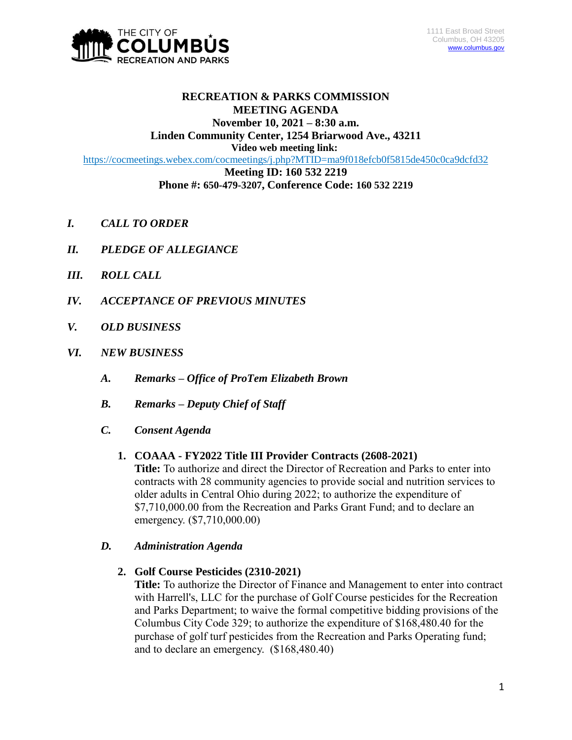THE CITY OF COLUMBUS RECREATION AND PARKS

1111 East Broad Street
Columbus, OH 43205
www.columbus.gov

# RECREATION & PARKS COMMISSION
## MEETING AGENDA
**November 10, 2021 – 8:30 a.m.**
**Linden Community Center, 1254 Briarwood Ave., 43211**
**Video web meeting link:**
https://cocmeetings.webex.com/cocmeetings/j.php?MTID=ma9f018efcb0f5815de450c0ca9dcfd32
**Meeting ID: 160 532 2219**
**Phone #: 650-479-3207, Conference Code: 160 532 2219**

***I. CALL TO ORDER***

***II. PLEDGE OF ALLEGIANCE***

***III. ROLL CALL***

***IV. ACCEPTANCE OF PREVIOUS MINUTES***

***V. OLD BUSINESS***

***VI. NEW BUSINESS***

***A. Remarks – Office of ProTem Elizabeth Brown***

***B. Remarks – Deputy Chief of Staff***

***C. Consent Agenda***

**1. COAAA - FY2022 Title III Provider Contracts (2608-2021)**
**Title:** To authorize and direct the Director of Recreation and Parks to enter into contracts with 28 community agencies to provide social and nutrition services to older adults in Central Ohio during 2022; to authorize the expenditure of $7,710,000.00 from the Recreation and Parks Grant Fund; and to declare an emergency. ($7,710,000.00)

***D. Administration Agenda***

**2. Golf Course Pesticides (2310-2021)**
**Title:** To authorize the Director of Finance and Management to enter into contract with Harrell's, LLC for the purchase of Golf Course pesticides for the Recreation and Parks Department; to waive the formal competitive bidding provisions of the Columbus City Code 329; to authorize the expenditure of $168,480.40 for the purchase of golf turf pesticides from the Recreation and Parks Operating fund; and to declare an emergency. ($168,480.40)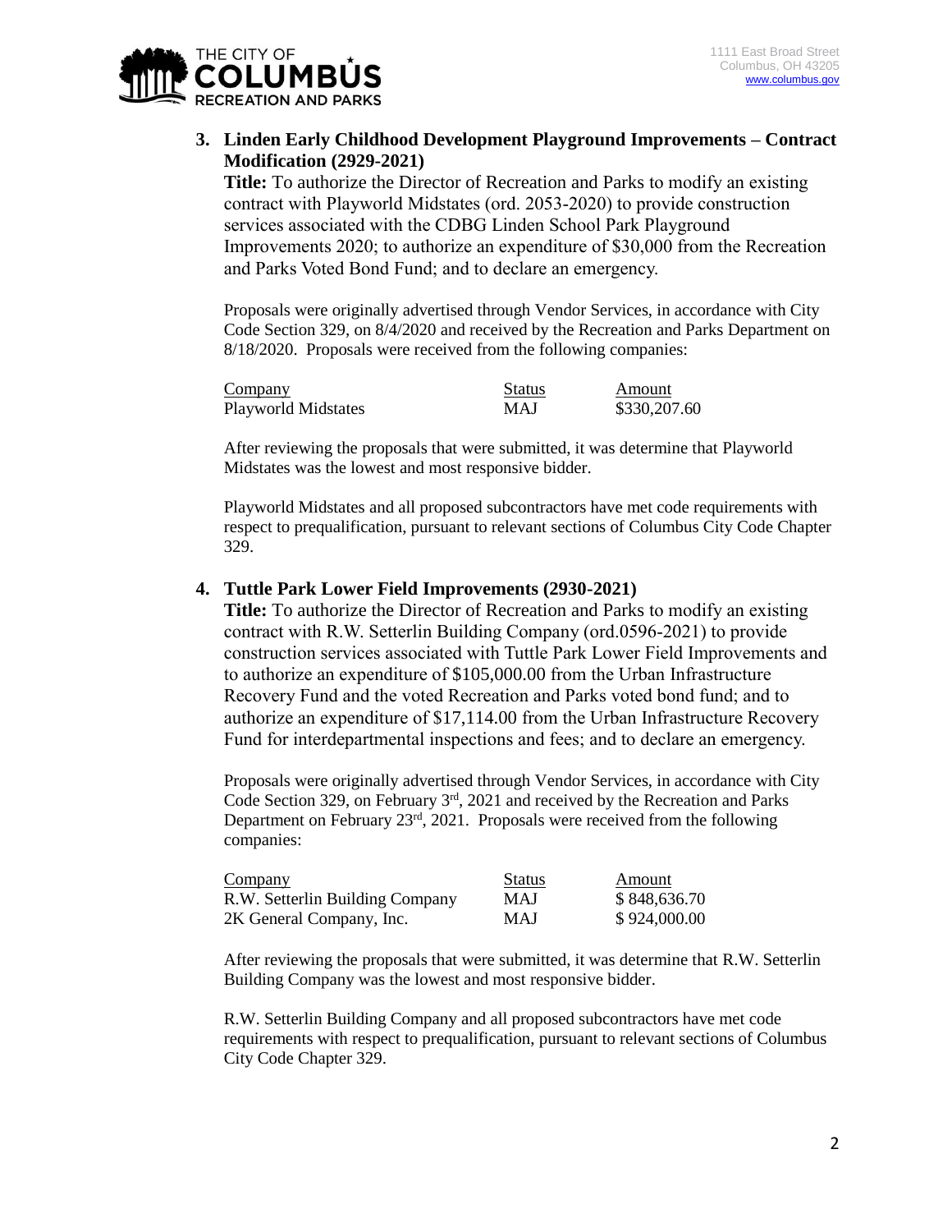### 3. Linden Early Childhood Development Playground Improvements – Contract Modification (2929-2021)

**Title:** To authorize the Director of Recreation and Parks to modify an existing contract with Playworld Midstates (ord. 2053-2020) to provide construction services associated with the CDBG Linden School Park Playground Improvements 2020; to authorize an expenditure of $30,000 from the Recreation and Parks Voted Bond Fund; and to declare an emergency.

Proposals were originally advertised through Vendor Services, in accordance with City Code Section 329, on 8/4/2020 and received by the Recreation and Parks Department on 8/18/2020. Proposals were received from the following companies:

| Company | Status | Amount |
| --- | --- | --- |
| Playworld Midstates | MAJ | $330,207.60 |

After reviewing the proposals that were submitted, it was determine that Playworld Midstates was the lowest and most responsive bidder.

Playworld Midstates and all proposed subcontractors have met code requirements with respect to prequalification, pursuant to relevant sections of Columbus City Code Chapter 329.

### 4. Tuttle Park Lower Field Improvements (2930-2021)

**Title:** To authorize the Director of Recreation and Parks to modify an existing contract with R.W. Setterlin Building Company (ord.0596-2021) to provide construction services associated with Tuttle Park Lower Field Improvements and to authorize an expenditure of $105,000.00 from the Urban Infrastructure Recovery Fund and the voted Recreation and Parks voted bond fund; and to authorize an expenditure of $17,114.00 from the Urban Infrastructure Recovery Fund for interdepartmental inspections and fees; and to declare an emergency.

Proposals were originally advertised through Vendor Services, in accordance with City Code Section 329, on February 3rd, 2021 and received by the Recreation and Parks Department on February 23rd, 2021. Proposals were received from the following companies:

| Company | Status | Amount |
| --- | --- | --- |
| R.W. Setterlin Building Company | MAJ | $ 848,636.70 |
| 2K General Company, Inc. | MAJ | $ 924,000.00 |

After reviewing the proposals that were submitted, it was determine that R.W. Setterlin Building Company was the lowest and most responsive bidder.

R.W. Setterlin Building Company and all proposed subcontractors have met code requirements with respect to prequalification, pursuant to relevant sections of Columbus City Code Chapter 329.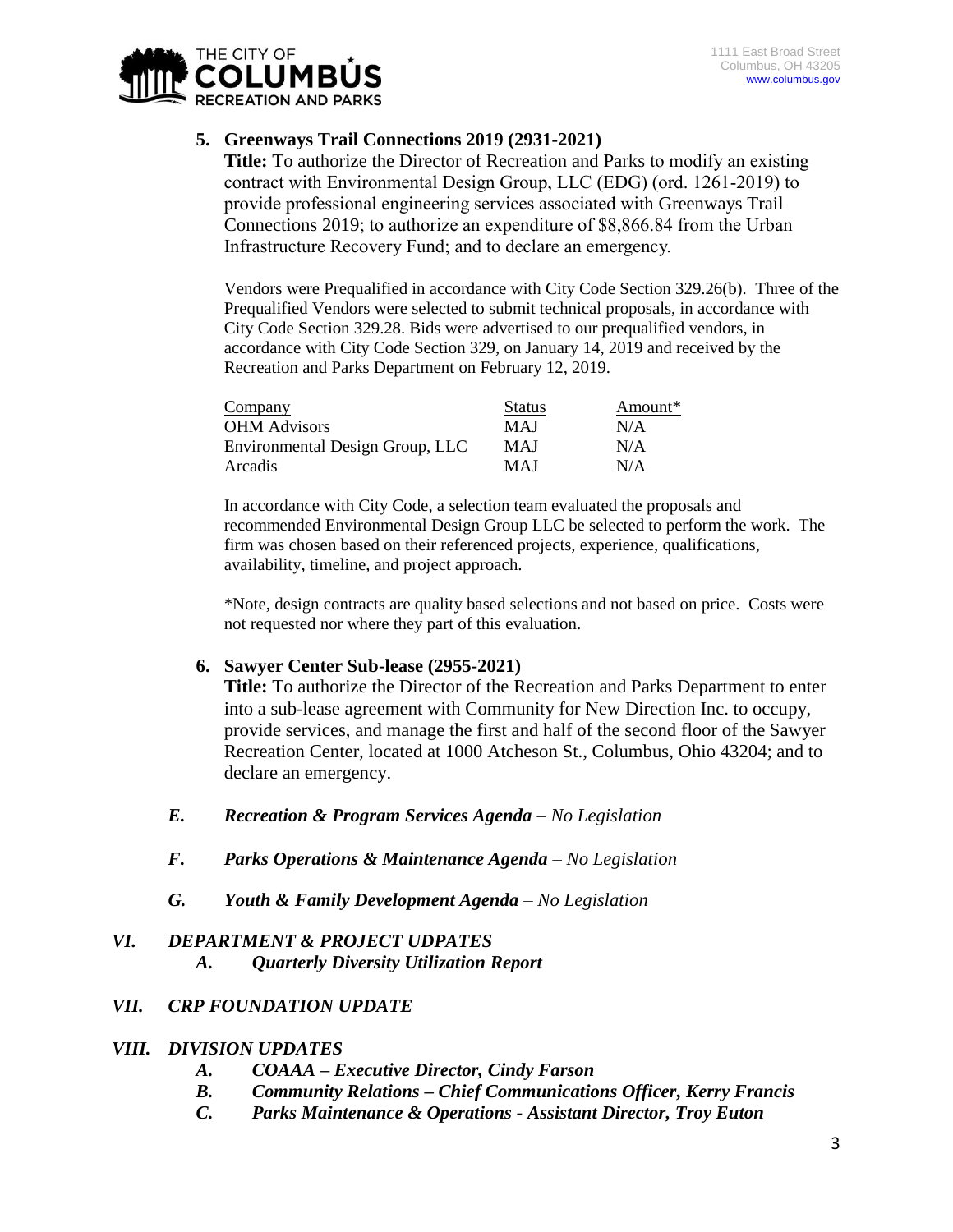5. **Greenways Trail Connections 2019 (2931-2021)**

   **Title:** To authorize the Director of Recreation and Parks to modify an existing contract with Environmental Design Group, LLC (EDG) (ord. 1261-2019) to provide professional engineering services associated with Greenways Trail Connections 2019; to authorize an expenditure of $8,866.84 from the Urban Infrastructure Recovery Fund; and to declare an emergency.

   Vendors were Prequalified in accordance with City Code Section 329.26(b). Three of the Prequalified Vendors were selected to submit technical proposals, in accordance with City Code Section 329.28. Bids were advertised to our prequalified vendors, in accordance with City Code Section 329, on January 14, 2019 and received by the Recreation and Parks Department on February 12, 2019.

   | Company | Status | Amount* |
   |---|---|---|
   | OHM Advisors | MAJ | N/A |
   | Environmental Design Group, LLC | MAJ | N/A |
   | Arcadis | MAJ | N/A |

   In accordance with City Code, a selection team evaluated the proposals and recommended Environmental Design Group LLC be selected to perform the work. The firm was chosen based on their referenced projects, experience, qualifications, availability, timeline, and project approach.

   *Note, design contracts are quality based selections and not based on price. Costs were not requested nor where they part of this evaluation.

6. **Sawyer Center Sub-lease (2955-2021)**

   **Title:** To authorize the Director of the Recreation and Parks Department to enter into a sub-lease agreement with Community for New Direction Inc. to occupy, provide services, and manage the first and half of the second floor of the Sawyer Recreation Center, located at 1000 Atcheson St., Columbus, Ohio 43204; and to declare an emergency.

*E.* ***Recreation & Program Services Agenda** – No Legislation*

*F.* ***Parks Operations & Maintenance Agenda** – No Legislation*

*G.* ***Youth & Family Development Agenda** – No Legislation*

## *VI. DEPARTMENT & PROJECT UDPATES*

*A.* ***Quarterly Diversity Utilization Report***

## *VII. CRP FOUNDATION UPDATE*

## *VIII. DIVISION UPDATES*

*A.* ***COAAA – Executive Director, Cindy Farson***

*B.* ***Community Relations – Chief Communications Officer, Kerry Francis***

*C.* ***Parks Maintenance & Operations - Assistant Director, Troy Euton***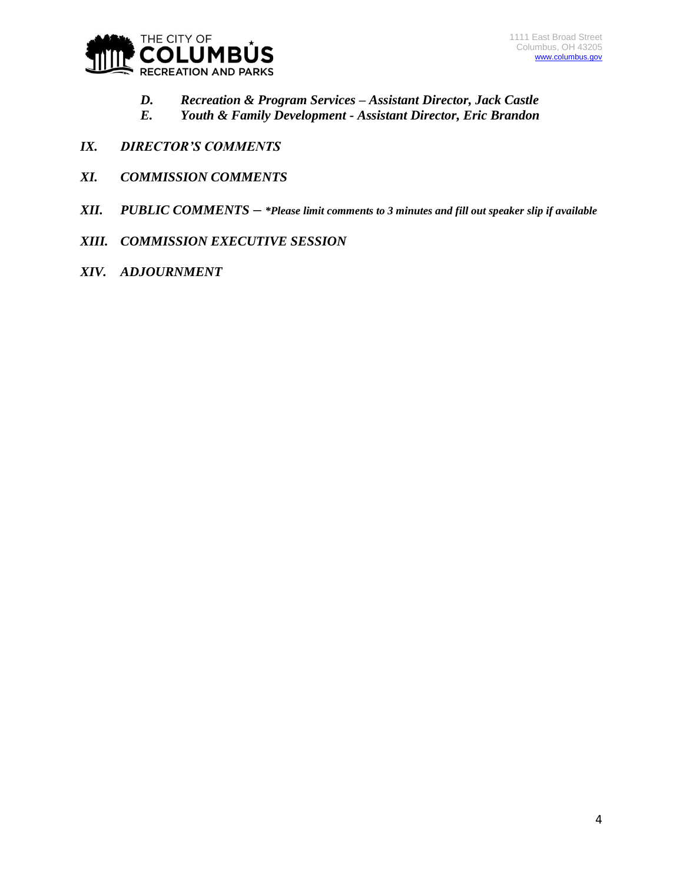*D. Recreation & Program Services – Assistant Director, Jack Castle*
*E. Youth & Family Development - Assistant Director, Eric Brandon*

***IX. DIRECTOR'S COMMENTS***

***XI. COMMISSION COMMENTS***

***XII. PUBLIC COMMENTS** – \*Please limit comments to 3 minutes and fill out speaker slip if available*

***XIII. COMMISSION EXECUTIVE SESSION***

***XIV. ADJOURNMENT***